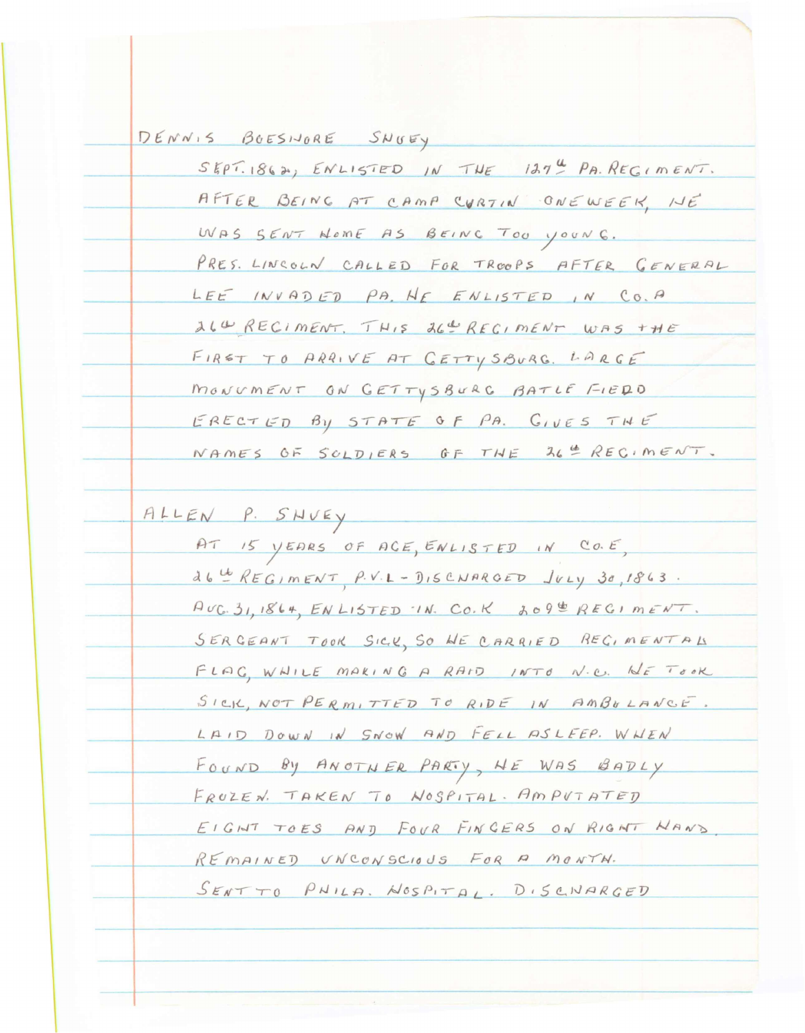DENNIS BOESHORE SHUEY

SEPT. 1862, ENLISTED IN THE 127th PA. REGIMENT. AFTER BEING AT CAMP CURTIN ONE WEEK, HE WAS SENT HOME AS BEING TOO YOUNG. PRES. LINCOLN CALLED FOR TROOPS AFTER GENERAL LEE INVADED PA. HE ENLISTED IN CO. A 26th REGIMENT. THIS 26th REGIMENT WAS THE FIRST TO ARRIVE AT GETTYSBURG. LARGE MONUMENT ON GETTYSBURG BATLE FIELD ERECTED BY STATE OF PA. GIVES THE NAMES OF SOLDIERS OF THE 26th REGIMENT.

ALLEN P. SHUEY

AT 15 YEARS OF AGE, ENLISTED IN CO. E, 26th REGIMENT, P.V.I - DISCHARGED JULY 30, 1863. AUG. 31, 1864, ENLISTED IN CO. K 209th REGIMENT. SERGEANT TOOK SICK, SO HE CARRIED REGIMENTAL FLAG, WHILE MAKING A RAID INTO N.C. HE TOOK SICK, NOT PERMITTED TO RIDE IN AMBULANCE. LAID DOWN IN SNOW AND FELL ASLEEP. WHEN FOUND BY ANOTHER PARTY, HE WAS BADLY FROZEN. TAKEN TO HOSPITAL. AMPUTATED EIGHT TOES AND FOUR FINGERS ON RIGHT HAND. REMAINED UNCONSCIOUS FOR A MONTH. SENT TO PHILA. HOSPITAL. DISCHARGED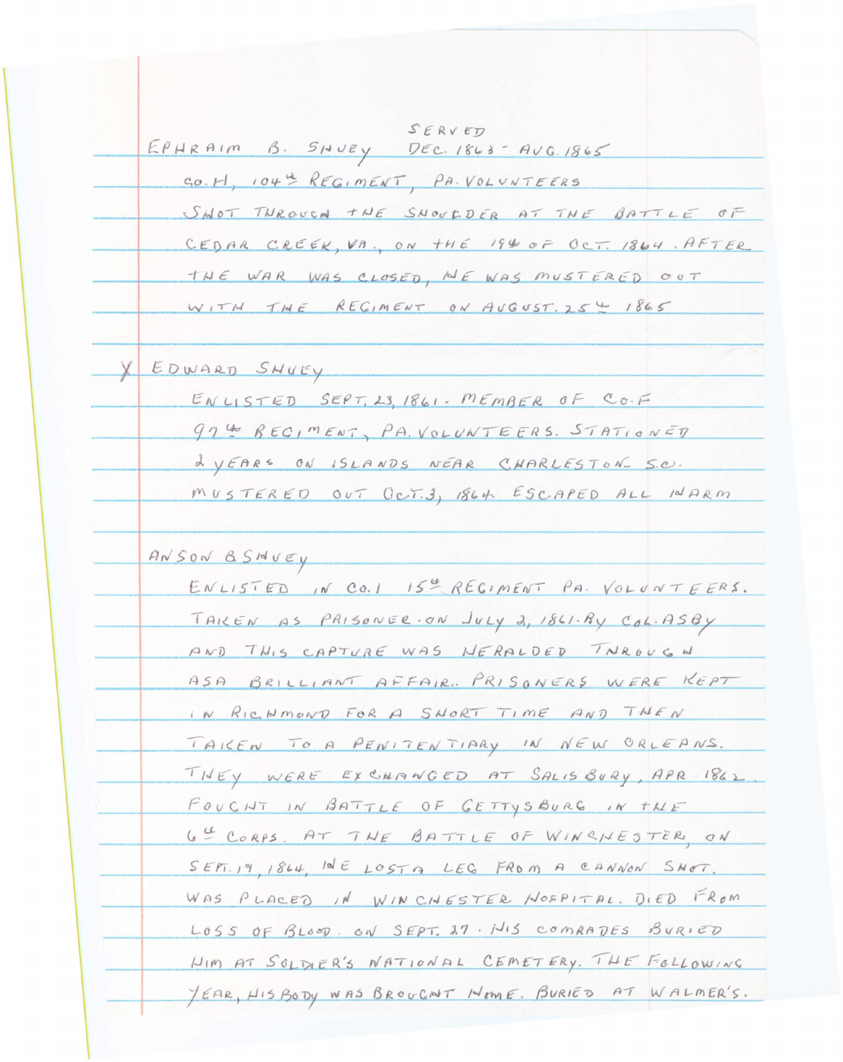EPHRAIM B. SHUEY SERVED DEC. 1863 - AUG. 1865

CO. H, 104th REGIMENT, PA. VOLUNTEERS

SHOT THROUGH THE SHOULDER AT THE BATTLE OF CEDAR CREEK, VA., ON THE 19th OF OCT. 1864. AFTER THE WAR WAS CLOSED, HE WAS MUSTERED OUT WITH THE REGIMENT ON AUGUST 25th 1865

X EDWARD SHUEY

ENLISTED SEPT. 23, 1861. MEMBER OF CO. F 97th REGIMENT, PA. VOLUNTEERS. STATIONED 2 YEARS ON ISLANDS NEAR CHARLESTON S.C. MUSTERED OUT OCT. 3, 1864. ESCAPED ALL HARM

ANSON B SHUEY

ENLISTED IN CO. I 15th REGIMENT PA. VOLUNTEERS. TAKEN AS PRISONER ON JULY 2, 1861. BY COL. ASBY AND THIS CAPTURE WAS HERALDED THROUGH ASA BRILLIANT AFFAIR.. PRISONERS WERE KEPT IN RICHMOND FOR A SHORT TIME AND THEN TAKEN TO A PENITENTIARY IN NEW ORLEANS. THEY WERE EXCHANGED AT SALISBURY, APR 1862. FOUGHT IN BATTLE OF GETTYSBURG IN THE 6th CORPS. AT THE BATTLE OF WINCHESTER, ON SEPT. 19, 1864, HE LOST A LEG FROM A CANNON SHOT. WAS PLACED IN WINCHESTER HOSPITAL. DIED FROM LOSS OF BLOOD. ON SEPT. 27. HIS COMRADES BURIED HIM AT SOLDIER'S NATIONAL CEMETERY. THE FOLLOWING YEAR, HIS BODY WAS BROUGHT HOME. BURIED AT WALMER'S.